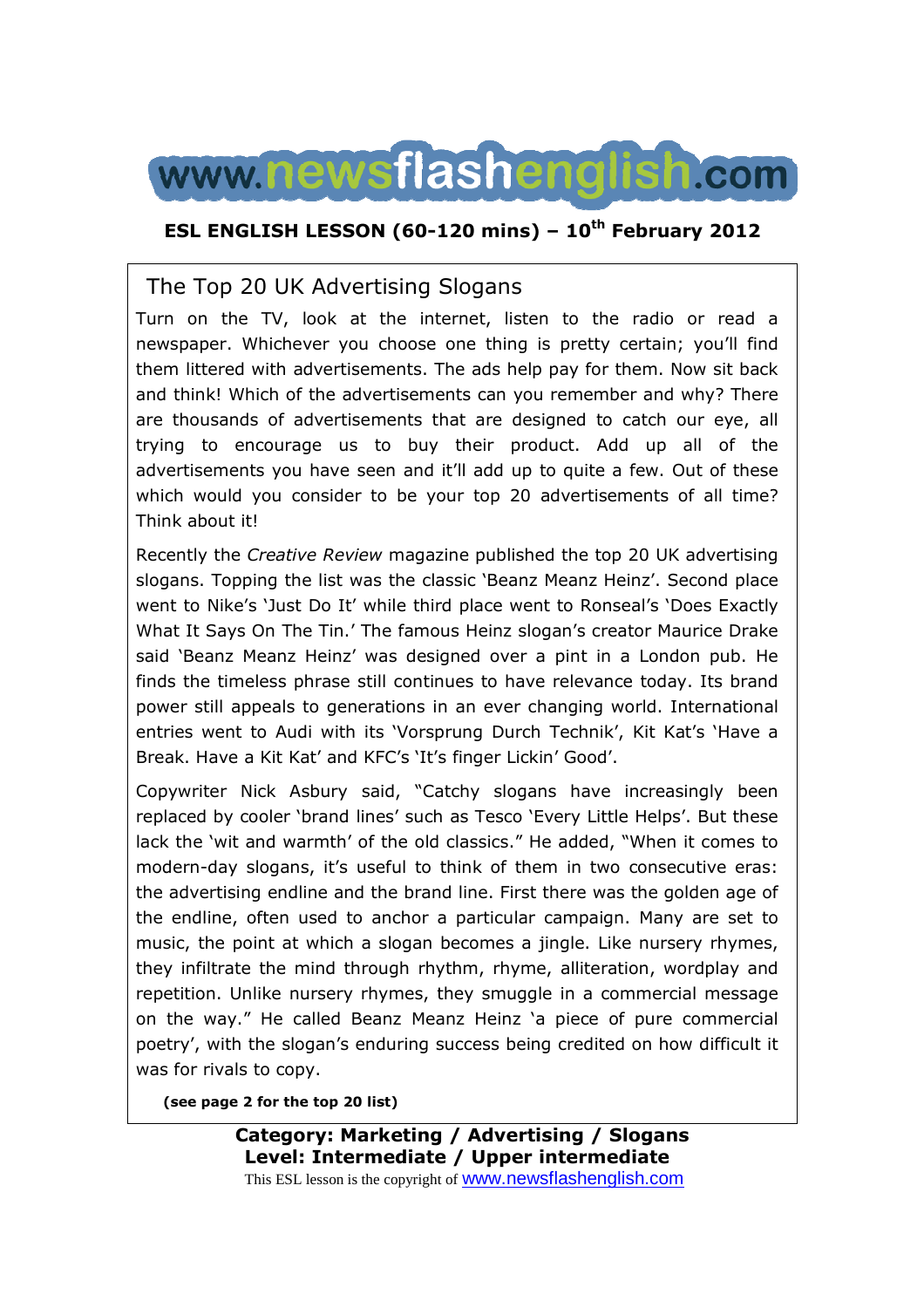# www.newsflashenglish.com

**ESL ENGLISH LESSON (60-120 mins) – 10th February 2012**

## The Top 20 UK Advertising Slogans

Turn on the TV, look at the internet, listen to the radio or read a newspaper. Whichever you choose one thing is pretty certain; you'll find them littered with advertisements. The ads help pay for them. Now sit back and think! Which of the advertisements can you remember and why? There are thousands of advertisements that are designed to catch our eye, all trying to encourage us to buy their product. Add up all of the advertisements you have seen and it'll add up to quite a few. Out of these which would you consider to be your top 20 advertisements of all time? Think about it!

Recently the *Creative Review* magazine published the top 20 UK advertising slogans. Topping the list was the classic 'Beanz Meanz Heinz'. Second place went to Nike's 'Just Do It' while third place went to Ronseal's 'Does Exactly What It Says On The Tin.' The famous Heinz slogan's creator Maurice Drake said 'Beanz Meanz Heinz' was designed over a pint in a London pub. He finds the timeless phrase still continues to have relevance today. Its brand power still appeals to generations in an ever changing world. International entries went to Audi with its 'Vorsprung Durch Technik', Kit Kat's 'Have a Break. Have a Kit Kat' and KFC's 'It's finger Lickin' Good'.

Copywriter Nick Asbury said, "Catchy slogans have increasingly been replaced by cooler 'brand lines' such as Tesco 'Every Little Helps'. But these lack the 'wit and warmth' of the old classics." He added, "When it comes to modern-day slogans, it's useful to think of them in two consecutive eras: the advertising endline and the brand line. First there was the golden age of the endline, often used to anchor a particular campaign. Many are set to music, the point at which a slogan becomes a jingle. Like nursery rhymes, they infiltrate the mind through rhythm, rhyme, alliteration, wordplay and repetition. Unlike nursery rhymes, they smuggle in a commercial message on the way." He called Beanz Meanz Heinz 'a piece of pure commercial poetry', with the slogan's enduring success being credited on how difficult it was for rivals to copy.

**(see page 2 for the top 20 list)**

**Category: Marketing / Advertising / Slogans**
**Level: Intermediate / Upper intermediate**

This ESL lesson is the copyright of www.newsflashenglish.com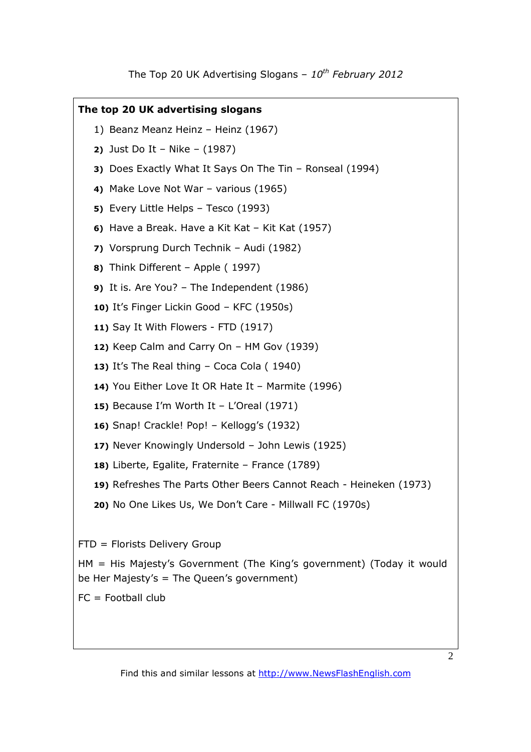The Top 20 UK Advertising Slogans – *10th February 2012*

**The top 20 UK advertising slogans**

1) Beanz Meanz Heinz – Heinz (1967)
2) Just Do It – Nike – (1987)
3) Does Exactly What It Says On The Tin – Ronseal (1994)
4) Make Love Not War – various (1965)
5) Every Little Helps – Tesco (1993)
6) Have a Break. Have a Kit Kat – Kit Kat (1957)
7) Vorsprung Durch Technik – Audi (1982)
8) Think Different – Apple ( 1997)
9) It is. Are You? – The Independent (1986)
10) It's Finger Lickin Good – KFC (1950s)
11) Say It With Flowers - FTD (1917)
12) Keep Calm and Carry On – HM Gov (1939)
13) It's The Real thing – Coca Cola ( 1940)
14) You Either Love It OR Hate It – Marmite (1996)
15) Because I'm Worth It – L'Oreal (1971)
16) Snap! Crackle! Pop! – Kellogg's (1932)
17) Never Knowingly Undersold – John Lewis (1925)
18) Liberte, Egalite, Fraternite – France (1789)
19) Refreshes The Parts Other Beers Cannot Reach - Heineken (1973)
20) No One Likes Us, We Don't Care - Millwall FC (1970s)

FTD = Florists Delivery Group

HM = His Majesty's Government (The King's government) (Today it would be Her Majesty's = The Queen's government)

FC = Football club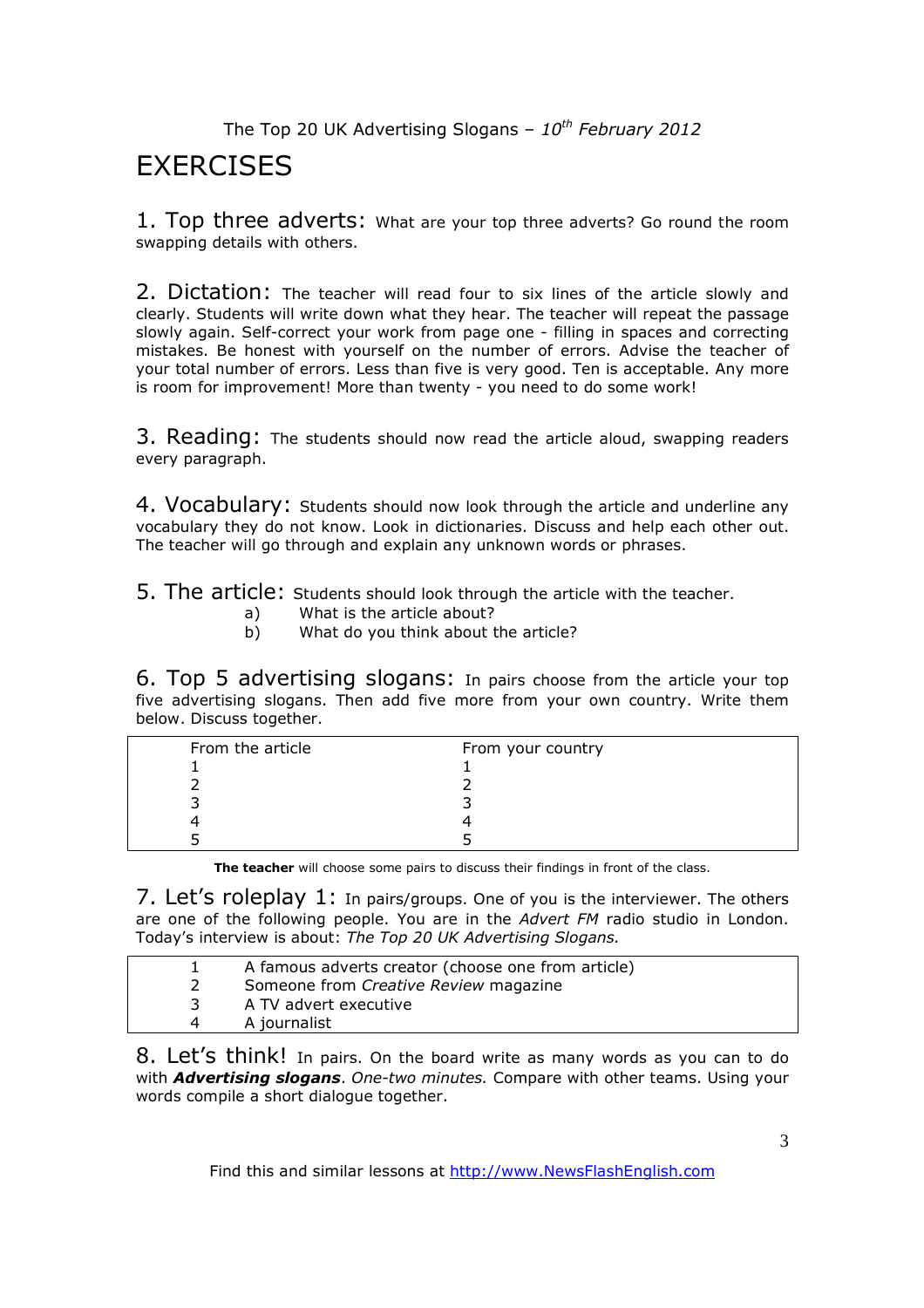# EXERCISES

**1. Top three adverts:** What are your top three adverts? Go round the room swapping details with others.

**2. Dictation:** The teacher will read four to six lines of the article slowly and clearly. Students will write down what they hear. The teacher will repeat the passage slowly again. Self-correct your work from page one - filling in spaces and correcting mistakes. Be honest with yourself on the number of errors. Advise the teacher of your total number of errors. Less than five is very good. Ten is acceptable. Any more is room for improvement! More than twenty - you need to do some work!

**3. Reading:** The students should now read the article aloud, swapping readers every paragraph.

**4. Vocabulary:** Students should now look through the article and underline any vocabulary they do not know. Look in dictionaries. Discuss and help each other out. The teacher will go through and explain any unknown words or phrases.

**5. The article:** Students should look through the article with the teacher.

a) What is the article about?
b) What do you think about the article?

**6. Top 5 advertising slogans:** In pairs choose from the article your top five advertising slogans. Then add five more from your own country. Write them below. Discuss together.

| From the article | From your country |
|---|---|
| 1 | 1 |
| 2 | 2 |
| 3 | 3 |
| 4 | 4 |
| 5 | 5 |

**The teacher** will choose some pairs to discuss their findings in front of the class.

**7. Let's roleplay 1:** In pairs/groups. One of you is the interviewer. The others are one of the following people. You are in the *Advert FM* radio studio in London. Today's interview is about: *The Top 20 UK Advertising Slogans.*

| | |
|---|---|
| 1 | A famous adverts creator (choose one from article) |
| 2 | Someone from *Creative Review* magazine |
| 3 | A TV advert executive |
| 4 | A journalist |

**8. Let's think!** In pairs. On the board write as many words as you can to do with ***Advertising slogans***. *One-two minutes.* Compare with other teams. Using your words compile a short dialogue together.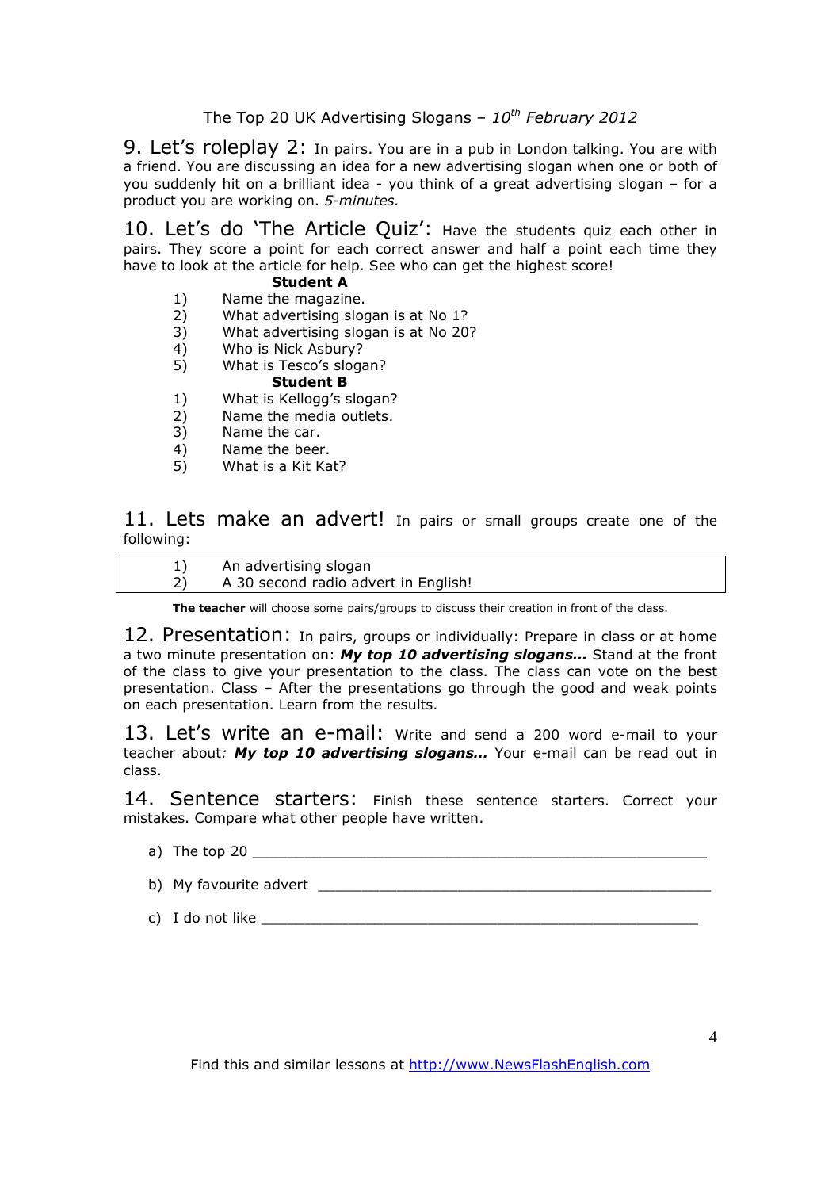## 9. Let's roleplay 2:

In pairs. You are in a pub in London talking. You are with a friend. You are discussing an idea for a new advertising slogan when one or both of you suddenly hit on a brilliant idea - you think of a great advertising slogan – for a product you are working on. *5-minutes.*

## 10. Let's do 'The Article Quiz':

Have the students quiz each other in pairs. They score a point for each correct answer and half a point each time they have to look at the article for help. See who can get the highest score!

**Student A**

1) Name the magazine.
2) What advertising slogan is at No 1?
3) What advertising slogan is at No 20?
4) Who is Nick Asbury?
5) What is Tesco's slogan?

**Student B**

1) What is Kellogg's slogan?
2) Name the media outlets.
3) Name the car.
4) Name the beer.
5) What is a Kit Kat?

## 11. Lets make an advert!

In pairs or small groups create one of the following:

1) An advertising slogan
2) A 30 second radio advert in English!

**The teacher** will choose some pairs/groups to discuss their creation in front of the class.

## 12. Presentation:

In pairs, groups or individually: Prepare in class or at home a two minute presentation on: ***My top 10 advertising slogans…*** Stand at the front of the class to give your presentation to the class. The class can vote on the best presentation. Class – After the presentations go through the good and weak points on each presentation. Learn from the results.

## 13. Let's write an e-mail:

Write and send a 200 word e-mail to your teacher about*:* ***My top 10 advertising slogans…*** Your e-mail can be read out in class.

## 14. Sentence starters:

Finish these sentence starters. Correct your mistakes. Compare what other people have written.

a) The top 20 ______________________________________________________

b) My favourite advert ______________________________________________

c) I do not like ____________________________________________________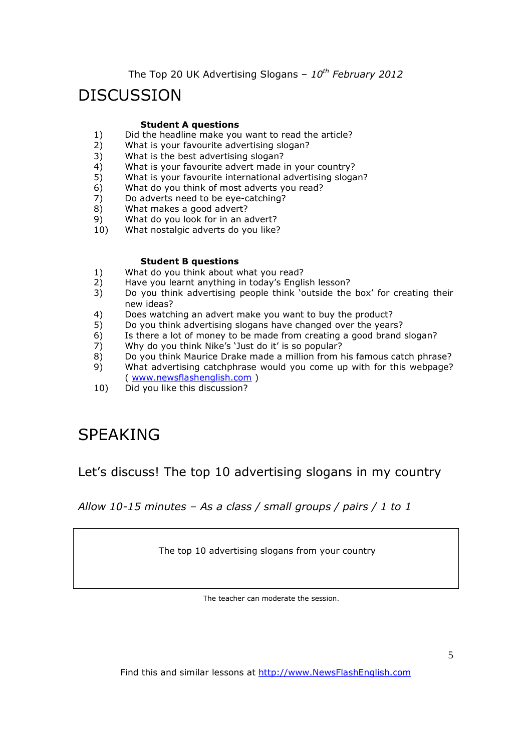# DISCUSSION

**Student A questions**

1) Did the headline make you want to read the article?
2) What is your favourite advertising slogan?
3) What is the best advertising slogan?
4) What is your favourite advert made in your country?
5) What is your favourite international advertising slogan?
6) What do you think of most adverts you read?
7) Do adverts need to be eye-catching?
8) What makes a good advert?
9) What do you look for in an advert?
10) What nostalgic adverts do you like?

**Student B questions**

1) What do you think about what you read?
2) Have you learnt anything in today's English lesson?
3) Do you think advertising people think 'outside the box' for creating their new ideas?
4) Does watching an advert make you want to buy the product?
5) Do you think advertising slogans have changed over the years?
6) Is there a lot of money to be made from creating a good brand slogan?
7) Why do you think Nike's 'Just do it' is so popular?
8) Do you think Maurice Drake made a million from his famous catch phrase?
9) What advertising catchphrase would you come up with for this webpage? ( www.newsflashenglish.com )
10) Did you like this discussion?

# SPEAKING

## Let's discuss! The top 10 advertising slogans in my country

*Allow 10-15 minutes – As a class / small groups / pairs / 1 to 1*

| The top 10 advertising slogans from your country |
|---|
| |

The teacher can moderate the session.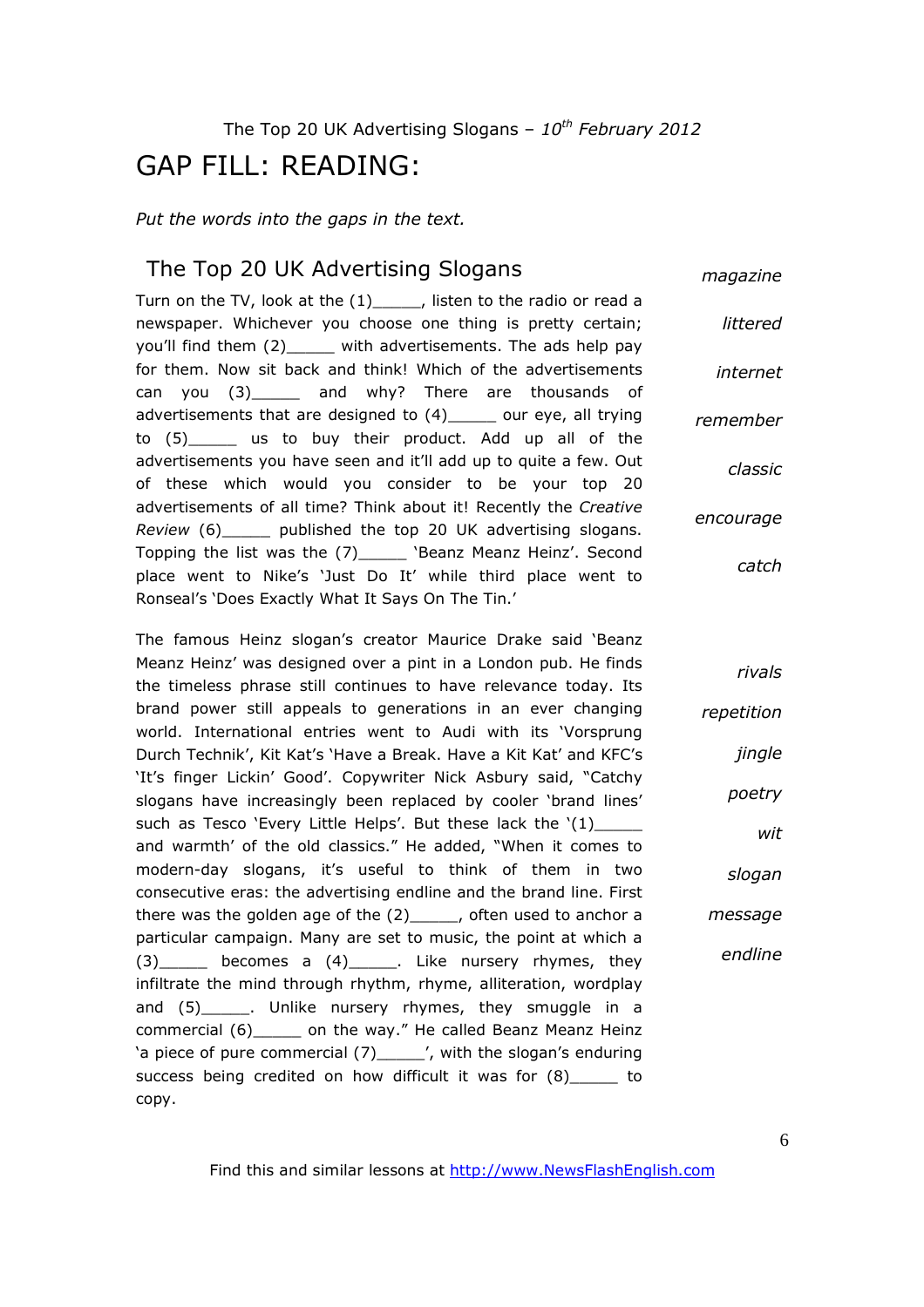The Top 20 UK Advertising Slogans – *10th February 2012*

# GAP FILL: READING:

*Put the words into the gaps in the text.*

## The Top 20 UK Advertising Slogans

Turn on the TV, look at the (1)_____, listen to the radio or read a newspaper. Whichever you choose one thing is pretty certain; you'll find them (2)_____ with advertisements. The ads help pay for them. Now sit back and think! Which of the advertisements can you (3)_____ and why? There are thousands of advertisements that are designed to (4)_____ our eye, all trying to (5)_____ us to buy their product. Add up all of the advertisements you have seen and it'll add up to quite a few. Out of these which would you consider to be your top 20 advertisements of all time? Think about it! Recently the *Creative Review* (6)_____ published the top 20 UK advertising slogans. Topping the list was the (7)_____ 'Beanz Meanz Heinz'. Second place went to Nike's 'Just Do It' while third place went to Ronseal's 'Does Exactly What It Says On The Tin.'

*magazine*
*littered*
*internet*
*remember*
*classic*
*encourage*
*catch*

The famous Heinz slogan's creator Maurice Drake said 'Beanz Meanz Heinz' was designed over a pint in a London pub. He finds the timeless phrase still continues to have relevance today. Its brand power still appeals to generations in an ever changing world. International entries went to Audi with its 'Vorsprung Durch Technik', Kit Kat's 'Have a Break. Have a Kit Kat' and KFC's 'It's finger Lickin' Good'. Copywriter Nick Asbury said, "Catchy slogans have increasingly been replaced by cooler 'brand lines' such as Tesco 'Every Little Helps'. But these lack the '(1)_____ and warmth' of the old classics." He added, "When it comes to modern-day slogans, it's useful to think of them in two consecutive eras: the advertising endline and the brand line. First there was the golden age of the (2)_____, often used to anchor a particular campaign. Many are set to music, the point at which a (3)_____ becomes a (4)_____. Like nursery rhymes, they infiltrate the mind through rhythm, rhyme, alliteration, wordplay and (5)_____. Unlike nursery rhymes, they smuggle in a commercial (6)_____ on the way." He called Beanz Meanz Heinz 'a piece of pure commercial (7)_____', with the slogan's enduring success being credited on how difficult it was for (8)_____ to copy.

*rivals*
*repetition*
*jingle*
*poetry*
*wit*
*slogan*
*message*
*endline*

Find this and similar lessons at http://www.NewsFlashEnglish.com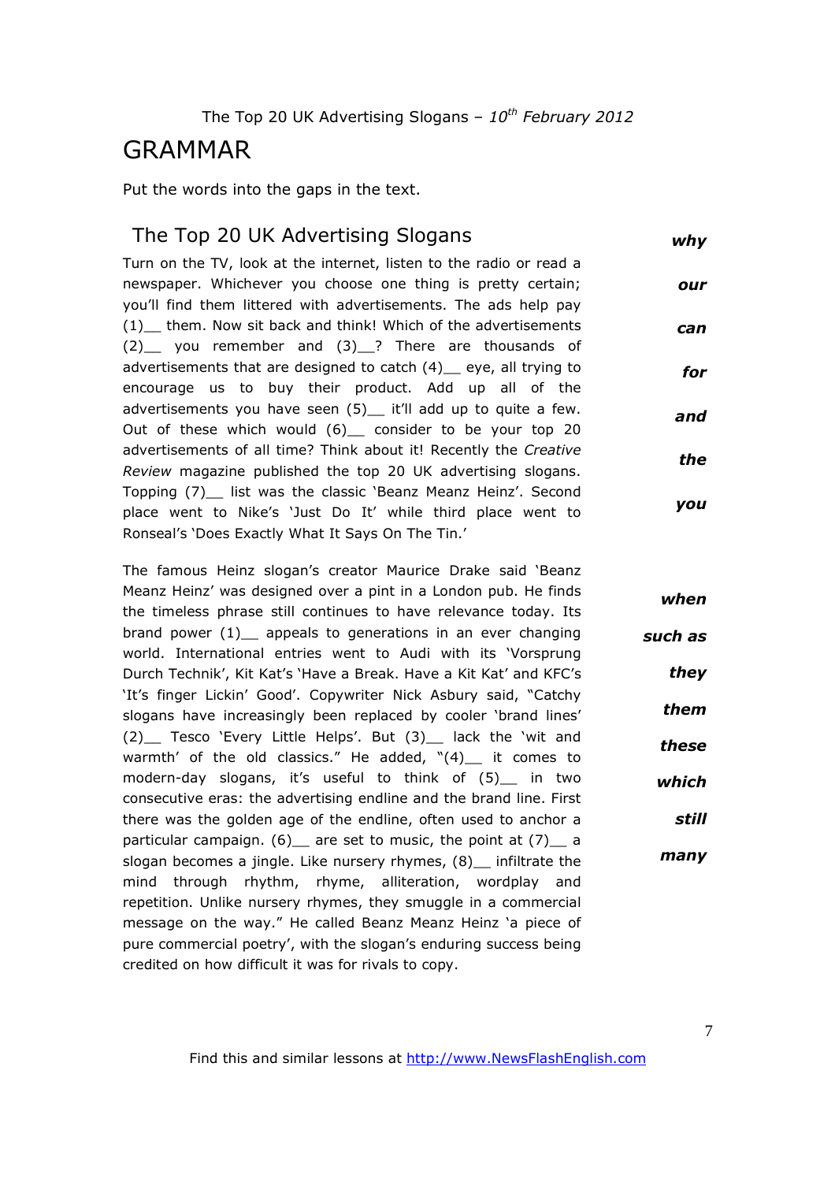The Top 20 UK Advertising Slogans – *10th February 2012*

# GRAMMAR

Put the words into the gaps in the text.

## The Top 20 UK Advertising Slogans

Turn on the TV, look at the internet, listen to the radio or read a newspaper. Whichever you choose one thing is pretty certain; you'll find them littered with advertisements. The ads help pay (1)__ them. Now sit back and think! Which of the advertisements (2)__ you remember and (3)__? There are thousands of advertisements that are designed to catch (4)__ eye, all trying to encourage us to buy their product. Add up all of the advertisements you have seen (5)__ it'll add up to quite a few. Out of these which would (6)__ consider to be your top 20 advertisements of all time? Think about it! Recently the *Creative Review* magazine published the top 20 UK advertising slogans. Topping (7)__ list was the classic 'Beanz Meanz Heinz'. Second place went to Nike's 'Just Do It' while third place went to Ronseal's 'Does Exactly What It Says On The Tin.'

***why***

***our***

***can***

***for***

***and***

***the***

***you***

The famous Heinz slogan's creator Maurice Drake said 'Beanz Meanz Heinz' was designed over a pint in a London pub. He finds the timeless phrase still continues to have relevance today. Its brand power (1)__ appeals to generations in an ever changing world. International entries went to Audi with its 'Vorsprung Durch Technik', Kit Kat's 'Have a Break. Have a Kit Kat' and KFC's 'It's finger Lickin' Good'. Copywriter Nick Asbury said, "Catchy slogans have increasingly been replaced by cooler 'brand lines' (2)__ Tesco 'Every Little Helps'. But (3)__ lack the 'wit and warmth' of the old classics." He added, "(4)__ it comes to modern-day slogans, it's useful to think of (5)__ in two consecutive eras: the advertising endline and the brand line. First there was the golden age of the endline, often used to anchor a particular campaign. (6)__ are set to music, the point at (7)__ a slogan becomes a jingle. Like nursery rhymes, (8)__ infiltrate the mind through rhythm, rhyme, alliteration, wordplay and repetition. Unlike nursery rhymes, they smuggle in a commercial message on the way." He called Beanz Meanz Heinz 'a piece of pure commercial poetry', with the slogan's enduring success being credited on how difficult it was for rivals to copy.

***when***

***such as***

***they***

***them***

***these***

***which***

***still***

***many***

Find this and similar lessons at http://www.NewsFlashEnglish.com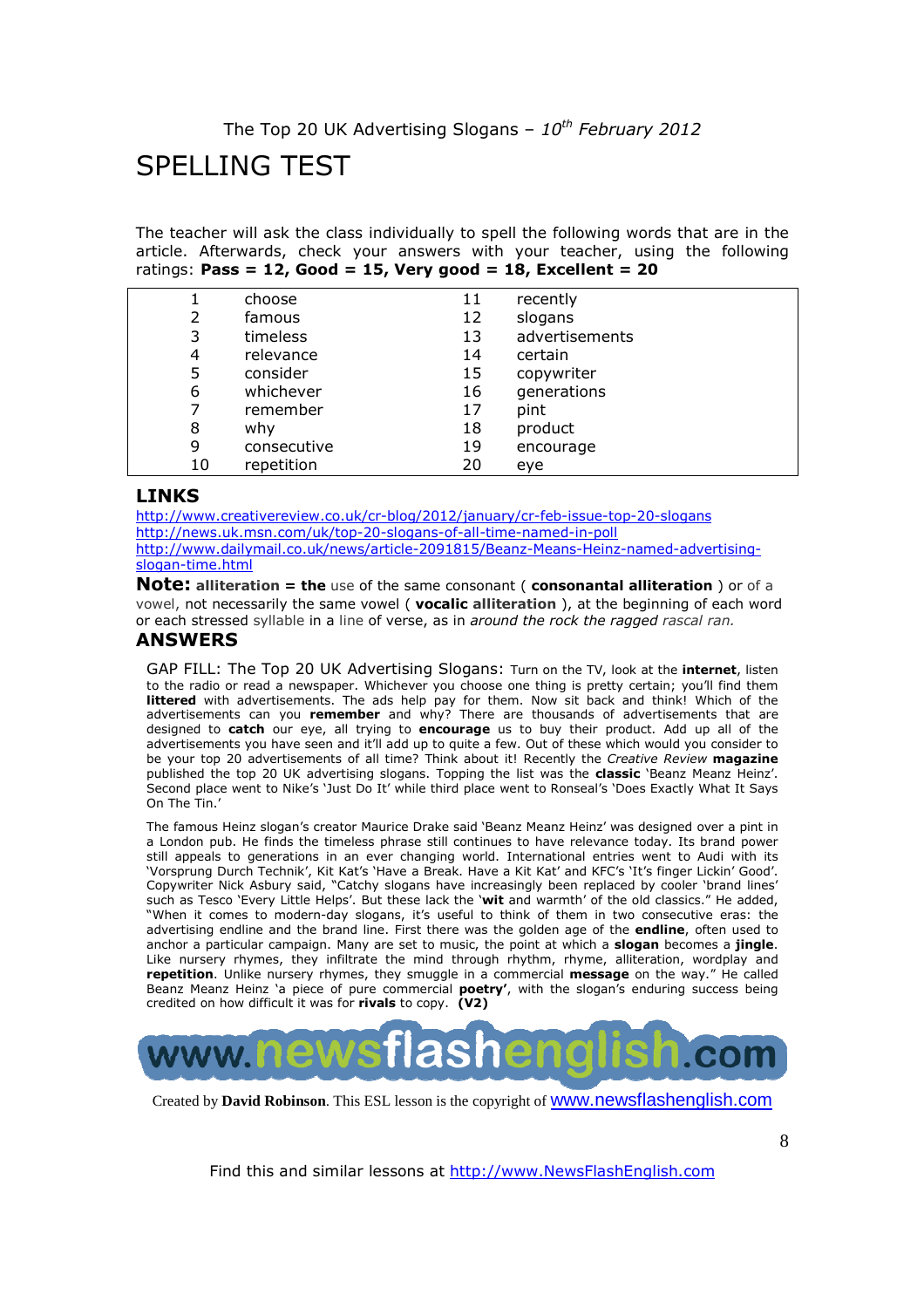The Top 20 UK Advertising Slogans – *10th February 2012*

# SPELLING TEST

The teacher will ask the class individually to spell the following words that are in the article. Afterwards, check your answers with your teacher, using the following ratings: **Pass = 12, Good = 15, Very good = 18, Excellent = 20**

| | | | |
|---|---|---|---|
| 1 | choose | 11 | recently |
| 2 | famous | 12 | slogans |
| 3 | timeless | 13 | advertisements |
| 4 | relevance | 14 | certain |
| 5 | consider | 15 | copywriter |
| 6 | whichever | 16 | generations |
| 7 | remember | 17 | pint |
| 8 | why | 18 | product |
| 9 | consecutive | 19 | encourage |
| 10 | repetition | 20 | eye |

## LINKS

http://www.creativereview.co.uk/cr-blog/2012/january/cr-feb-issue-top-20-slogans
http://news.uk.msn.com/uk/top-20-slogans-of-all-time-named-in-poll
http://www.dailymail.co.uk/news/article-2091815/Beanz-Means-Heinz-named-advertising-slogan-time.html

**Note: alliteration = the** use of the same consonant ( **consonantal alliteration** ) or of a vowel, not necessarily the same vowel ( **vocalic alliteration** ), at the beginning of each word or each stressed syllable in a line of verse, as in *around the rock the ragged* rascal ran.

## ANSWERS

GAP FILL: The Top 20 UK Advertising Slogans: Turn on the TV, look at the **internet**, listen to the radio or read a newspaper. Whichever you choose one thing is pretty certain; you'll find them **littered** with advertisements. The ads help pay for them. Now sit back and think! Which of the advertisements can you **remember** and why? There are thousands of advertisements that are designed to **catch** our eye, all trying to **encourage** us to buy their product. Add up all of the advertisements you have seen and it'll add up to quite a few. Out of these which would you consider to be your top 20 advertisements of all time? Think about it! Recently the *Creative Review* **magazine** published the top 20 UK advertising slogans. Topping the list was the **classic** 'Beanz Meanz Heinz'. Second place went to Nike's 'Just Do It' while third place went to Ronseal's 'Does Exactly What It Says On The Tin.'

The famous Heinz slogan's creator Maurice Drake said 'Beanz Meanz Heinz' was designed over a pint in a London pub. He finds the timeless phrase still continues to have relevance today. Its brand power still appeals to generations in an ever changing world. International entries went to Audi with its 'Vorsprung Durch Technik', Kit Kat's 'Have a Break. Have a Kit Kat' and KFC's 'It's finger Lickin' Good'. Copywriter Nick Asbury said, "Catchy slogans have increasingly been replaced by cooler 'brand lines' such as Tesco 'Every Little Helps'. But these lack the '**wit** and warmth' of the old classics." He added, "When it comes to modern-day slogans, it's useful to think of them in two consecutive eras: the advertising endline and the brand line. First there was the golden age of the **endline**, often used to anchor a particular campaign. Many are set to music, the point at which a **slogan** becomes a **jingle**. Like nursery rhymes, they infiltrate the mind through rhythm, rhyme, alliteration, wordplay and **repetition**. Unlike nursery rhymes, they smuggle in a commercial **message** on the way." He called Beanz Meanz Heinz 'a piece of pure commercial **poetry'**, with the slogan's enduring success being credited on how difficult it was for **rivals** to copy. **(V2)**

www.newsflashenglish.com

Created by **David Robinson**. This ESL lesson is the copyright of www.newsflashenglish.com

Find this and similar lessons at http://www.NewsFlashEnglish.com